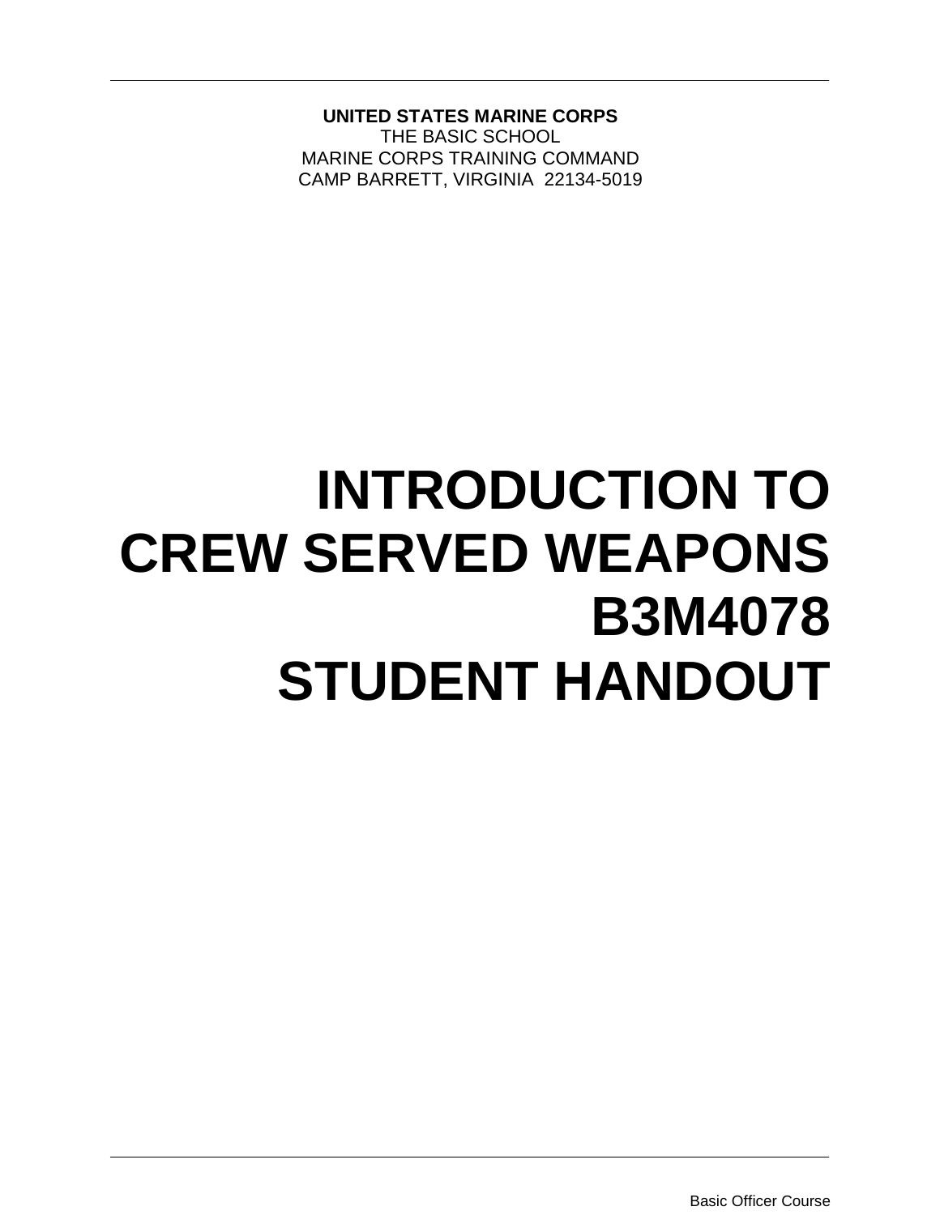**UNITED STATES MARINE CORPS**
THE BASIC SCHOOL
MARINE CORPS TRAINING COMMAND
CAMP BARRETT, VIRGINIA 22134-5019

# INTRODUCTION TO CREW SERVED WEAPONS B3M4078 STUDENT HANDOUT

Basic Officer Course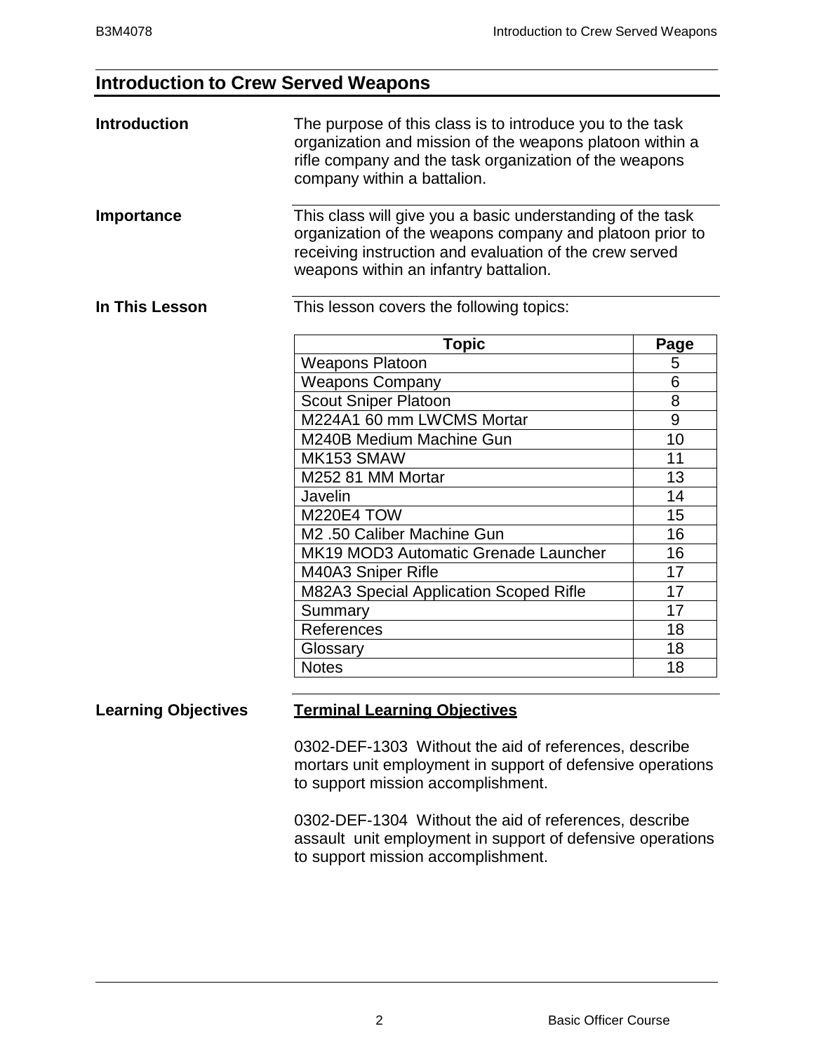## Introduction to Crew Served Weapons

**Introduction**

The purpose of this class is to introduce you to the task organization and mission of the weapons platoon within a rifle company and the task organization of the weapons company within a battalion.

**Importance**

This class will give you a basic understanding of the task organization of the weapons company and platoon prior to receiving instruction and evaluation of the crew served weapons within an infantry battalion.

**In This Lesson**

This lesson covers the following topics:

| Topic | Page |
|---|---|
| Weapons Platoon | 5 |
| Weapons Company | 6 |
| Scout Sniper Platoon | 8 |
| M224A1 60 mm LWCMS Mortar | 9 |
| M240B Medium Machine Gun | 10 |
| MK153 SMAW | 11 |
| M252 81 MM Mortar | 13 |
| Javelin | 14 |
| M220E4 TOW | 15 |
| M2 .50 Caliber Machine Gun | 16 |
| MK19 MOD3 Automatic Grenade Launcher | 16 |
| M40A3 Sniper Rifle | 17 |
| M82A3 Special Application Scoped Rifle | 17 |
| Summary | 17 |
| References | 18 |
| Glossary | 18 |
| Notes | 18 |

**Learning Objectives**

**Terminal Learning Objectives**

0302-DEF-1303 Without the aid of references, describe mortars unit employment in support of defensive operations to support mission accomplishment.

0302-DEF-1304 Without the aid of references, describe assault unit employment in support of defensive operations to support mission accomplishment.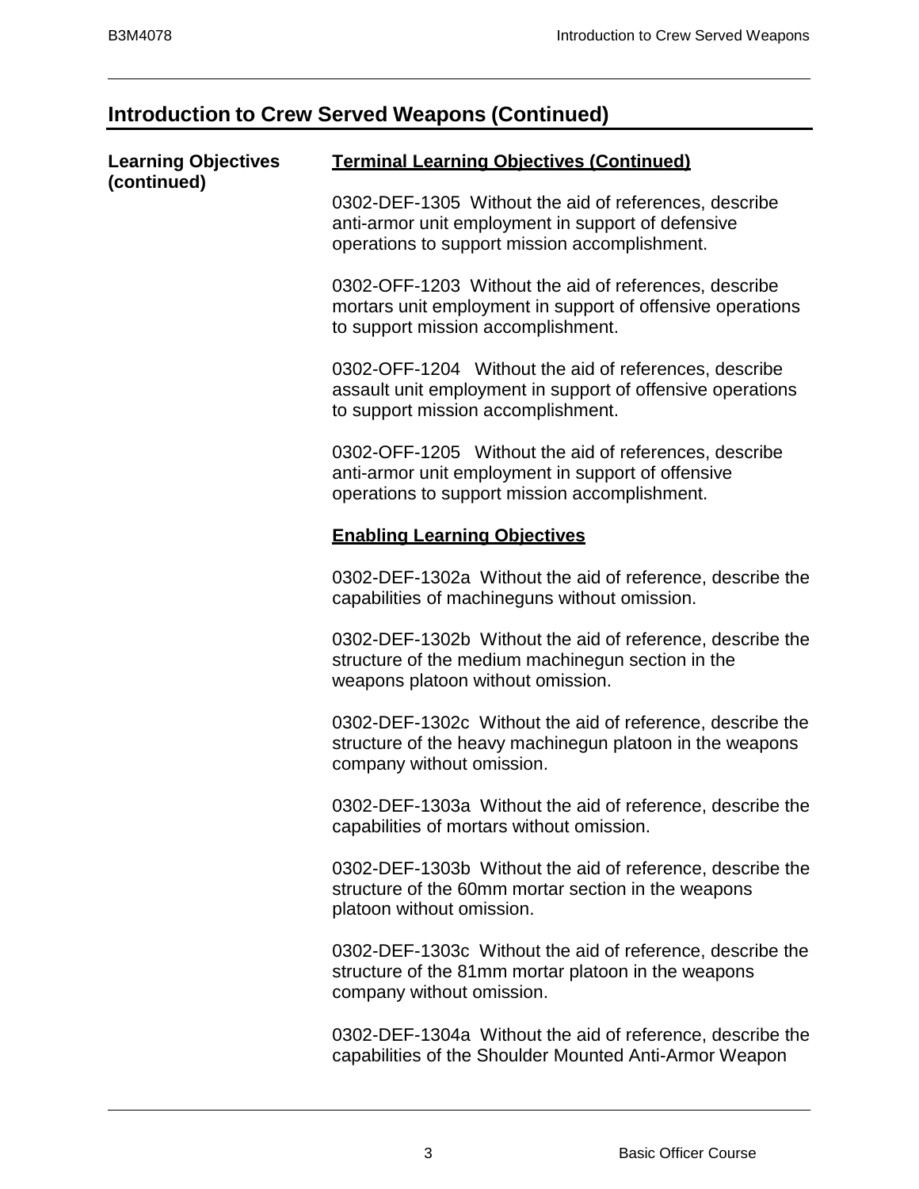## Introduction to Crew Served Weapons (Continued)

**Learning Objectives (continued)**

**Terminal Learning Objectives (Continued)**

0302-DEF-1305 Without the aid of references, describe anti-armor unit employment in support of defensive operations to support mission accomplishment.

0302-OFF-1203 Without the aid of references, describe mortars unit employment in support of offensive operations to support mission accomplishment.

0302-OFF-1204 Without the aid of references, describe assault unit employment in support of offensive operations to support mission accomplishment.

0302-OFF-1205 Without the aid of references, describe anti-armor unit employment in support of offensive operations to support mission accomplishment.

**Enabling Learning Objectives**

0302-DEF-1302a Without the aid of reference, describe the capabilities of machineguns without omission.

0302-DEF-1302b Without the aid of reference, describe the structure of the medium machinegun section in the weapons platoon without omission.

0302-DEF-1302c Without the aid of reference, describe the structure of the heavy machinegun platoon in the weapons company without omission.

0302-DEF-1303a Without the aid of reference, describe the capabilities of mortars without omission.

0302-DEF-1303b Without the aid of reference, describe the structure of the 60mm mortar section in the weapons platoon without omission.

0302-DEF-1303c Without the aid of reference, describe the structure of the 81mm mortar platoon in the weapons company without omission.

0302-DEF-1304a Without the aid of reference, describe the capabilities of the Shoulder Mounted Anti-Armor Weapon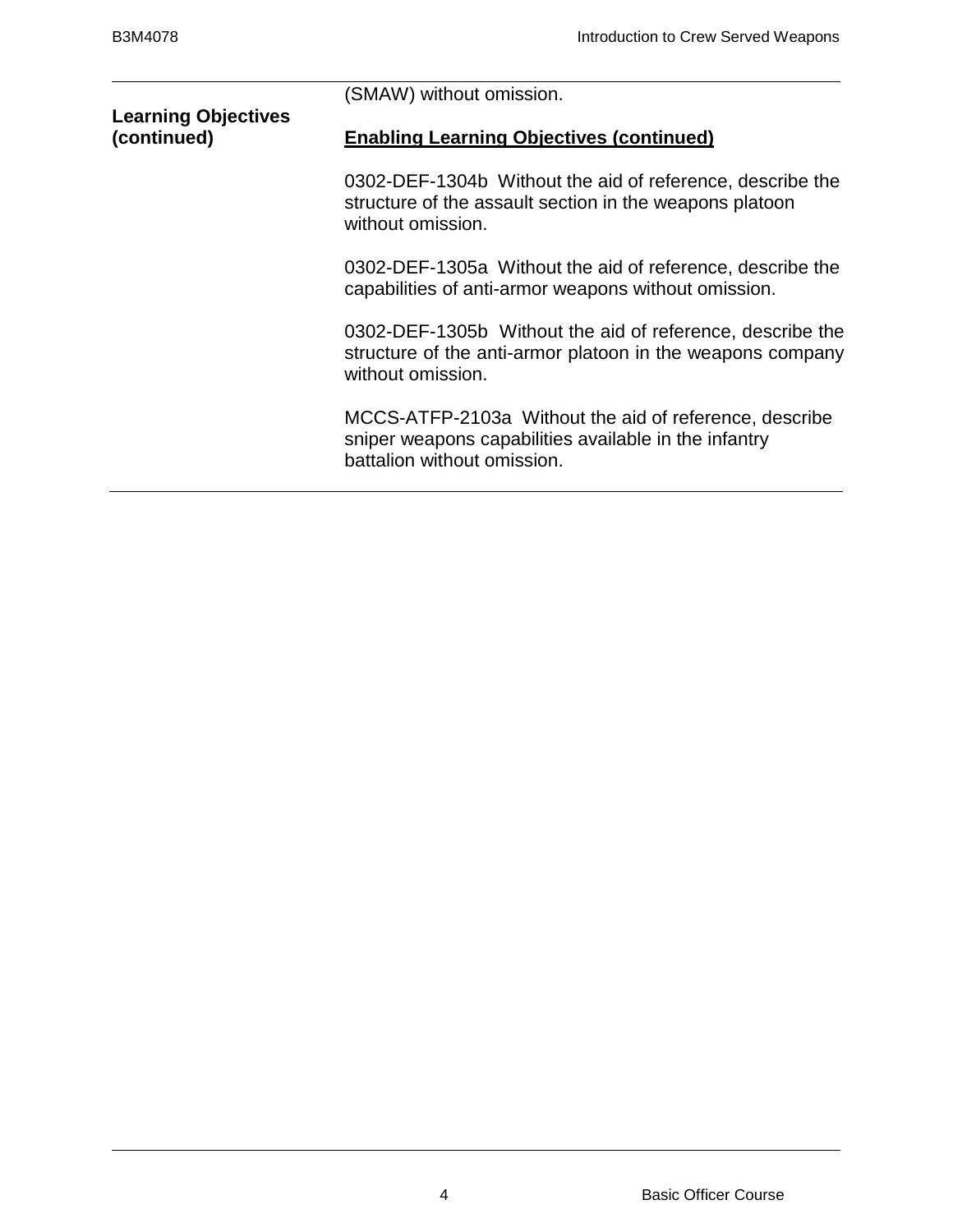(SMAW) without omission.

**Learning Objectives (continued)**

**Enabling Learning Objectives (continued)**

0302-DEF-1304b Without the aid of reference, describe the structure of the assault section in the weapons platoon without omission.

0302-DEF-1305a Without the aid of reference, describe the capabilities of anti-armor weapons without omission.

0302-DEF-1305b Without the aid of reference, describe the structure of the anti-armor platoon in the weapons company without omission.

MCCS-ATFP-2103a Without the aid of reference, describe sniper weapons capabilities available in the infantry battalion without omission.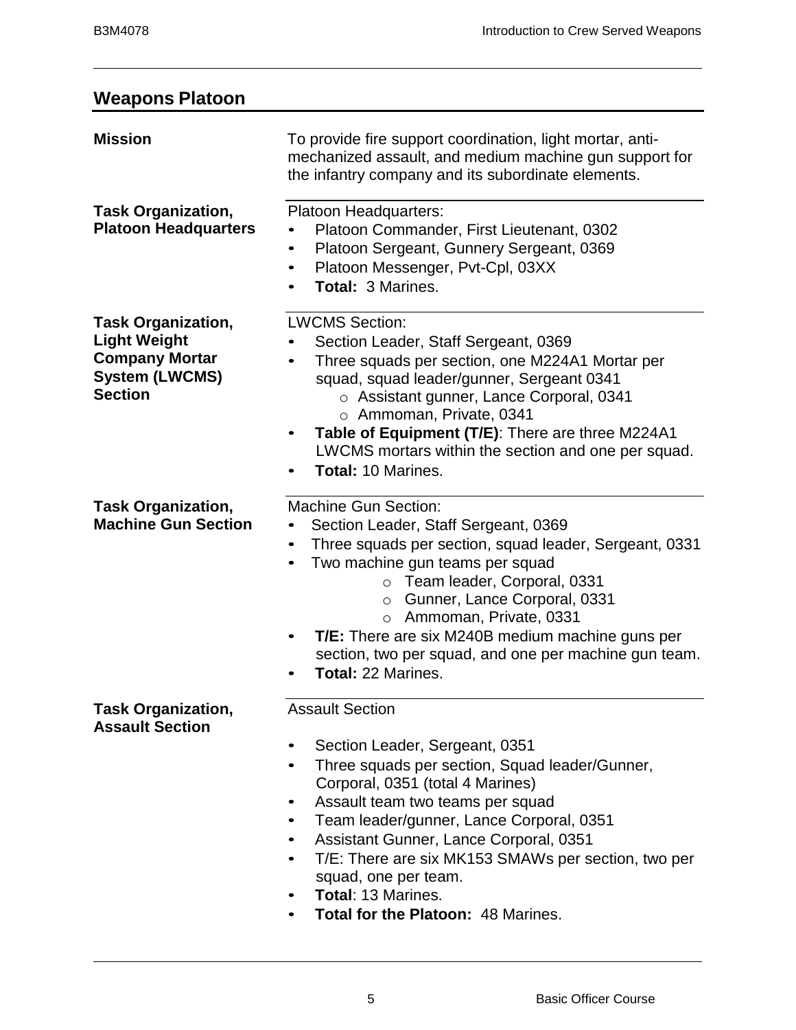## Weapons Platoon

**Mission**

To provide fire support coordination, light mortar, anti-mechanized assault, and medium machine gun support for the infantry company and its subordinate elements.

**Task Organization, Platoon Headquarters**

Platoon Headquarters:

- Platoon Commander, First Lieutenant, 0302
- Platoon Sergeant, Gunnery Sergeant, 0369
- Platoon Messenger, Pvt-Cpl, 03XX
- **Total:** 3 Marines.

**Task Organization, Light Weight Company Mortar System (LWCMS) Section**

LWCMS Section:

- Section Leader, Staff Sergeant, 0369
- Three squads per section, one M224A1 Mortar per squad, squad leader/gunner, Sergeant 0341
    - Assistant gunner, Lance Corporal, 0341
    - Ammoman, Private, 0341
- **Table of Equipment (T/E)**: There are three M224A1 LWCMS mortars within the section and one per squad.
- **Total:** 10 Marines.

**Task Organization, Machine Gun Section**

Machine Gun Section:

- Section Leader, Staff Sergeant, 0369
- Three squads per section, squad leader, Sergeant, 0331
- Two machine gun teams per squad
    - Team leader, Corporal, 0331
    - Gunner, Lance Corporal, 0331
    - Ammoman, Private, 0331
- **T/E:** There are six M240B medium machine guns per section, two per squad, and one per machine gun team.
- **Total:** 22 Marines.

**Task Organization, Assault Section**

Assault Section

- Section Leader, Sergeant, 0351
- Three squads per section, Squad leader/Gunner, Corporal, 0351 (total 4 Marines)
- Assault team two teams per squad
- Team leader/gunner, Lance Corporal, 0351
- Assistant Gunner, Lance Corporal, 0351
- T/E: There are six MK153 SMAWs per section, two per squad, one per team.
- **Total**: 13 Marines.
- **Total for the Platoon:** 48 Marines.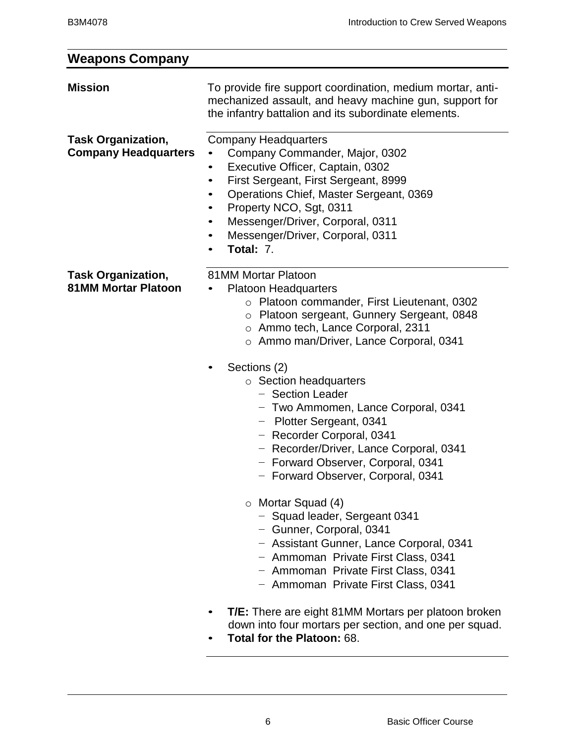## Weapons Company

**Mission**

To provide fire support coordination, medium mortar, anti-mechanized assault, and heavy machine gun, support for the infantry battalion and its subordinate elements.

**Task Organization, Company Headquarters**

Company Headquarters

- Company Commander, Major, 0302
- Executive Officer, Captain, 0302
- First Sergeant, First Sergeant, 8999
- Operations Chief, Master Sergeant, 0369
- Property NCO, Sgt, 0311
- Messenger/Driver, Corporal, 0311
- Messenger/Driver, Corporal, 0311
- **Total:** 7.

**Task Organization, 81MM Mortar Platoon**

81MM Mortar Platoon

- Platoon Headquarters
  - Platoon commander, First Lieutenant, 0302
  - Platoon sergeant, Gunnery Sergeant, 0848
  - Ammo tech, Lance Corporal, 2311
  - Ammo man/Driver, Lance Corporal, 0341
- Sections (2)
  - Section headquarters
    - Section Leader
    - Two Ammomen, Lance Corporal, 0341
    - Plotter Sergeant, 0341
    - Recorder Corporal, 0341
    - Recorder/Driver, Lance Corporal, 0341
    - Forward Observer, Corporal, 0341
    - Forward Observer, Corporal, 0341
  - Mortar Squad (4)
    - Squad leader, Sergeant 0341
    - Gunner, Corporal, 0341
    - Assistant Gunner, Lance Corporal, 0341
    - Ammoman Private First Class, 0341
    - Ammoman Private First Class, 0341
    - Ammoman Private First Class, 0341
- **T/E:** There are eight 81MM Mortars per platoon broken down into four mortars per section, and one per squad.
- **Total for the Platoon:** 68.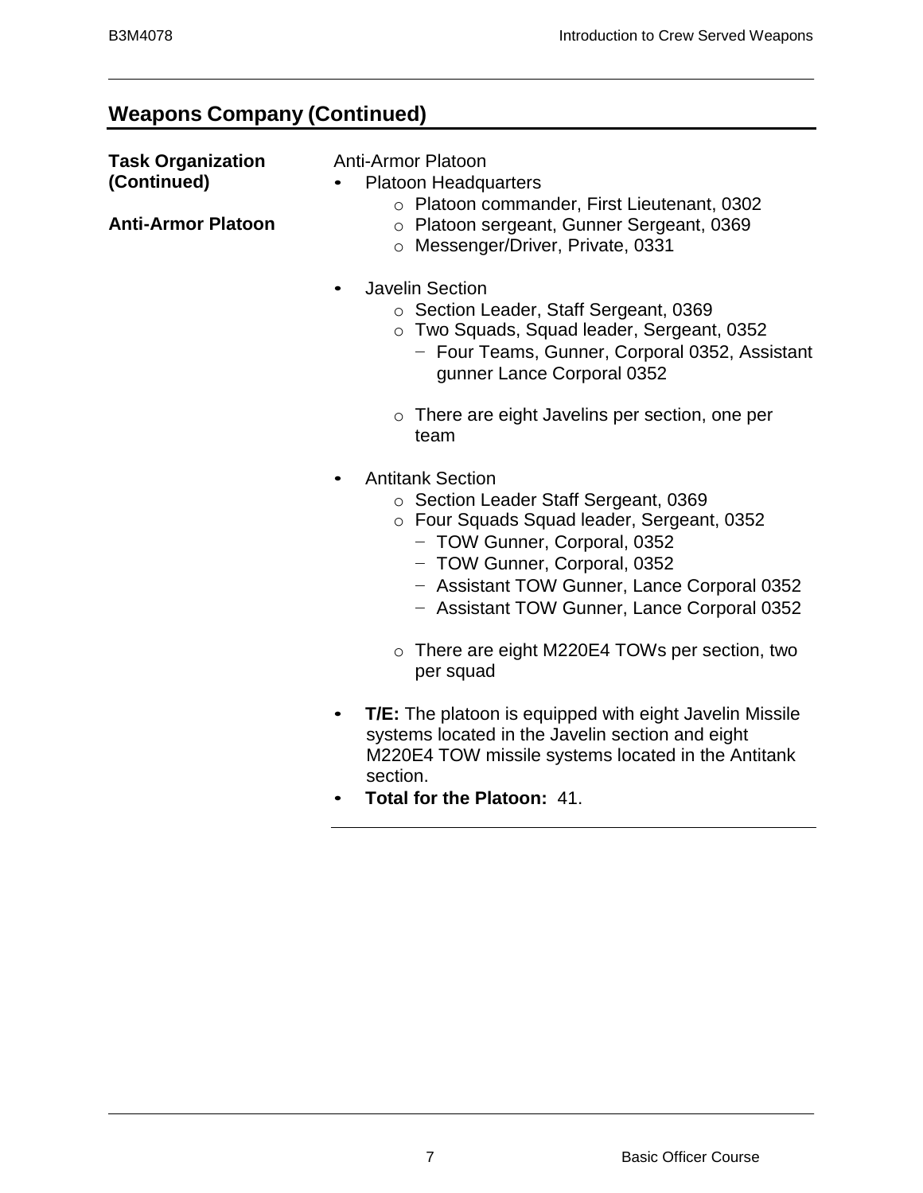## Weapons Company (Continued)

**Task Organization (Continued)**

**Anti-Armor Platoon**

Anti-Armor Platoon

- Platoon Headquarters
  - Platoon commander, First Lieutenant, 0302
  - Platoon sergeant, Gunner Sergeant, 0369
  - Messenger/Driver, Private, 0331

- Javelin Section
  - Section Leader, Staff Sergeant, 0369
  - Two Squads, Squad leader, Sergeant, 0352
    - Four Teams, Gunner, Corporal 0352, Assistant gunner Lance Corporal 0352

  - There are eight Javelins per section, one per team

- Antitank Section
  - Section Leader Staff Sergeant, 0369
  - Four Squads Squad leader, Sergeant, 0352
    - TOW Gunner, Corporal, 0352
    - TOW Gunner, Corporal, 0352
    - Assistant TOW Gunner, Lance Corporal 0352
    - Assistant TOW Gunner, Lance Corporal 0352

  - There are eight M220E4 TOWs per section, two per squad

- **T/E:** The platoon is equipped with eight Javelin Missile systems located in the Javelin section and eight M220E4 TOW missile systems located in the Antitank section.
- **Total for the Platoon:** 41.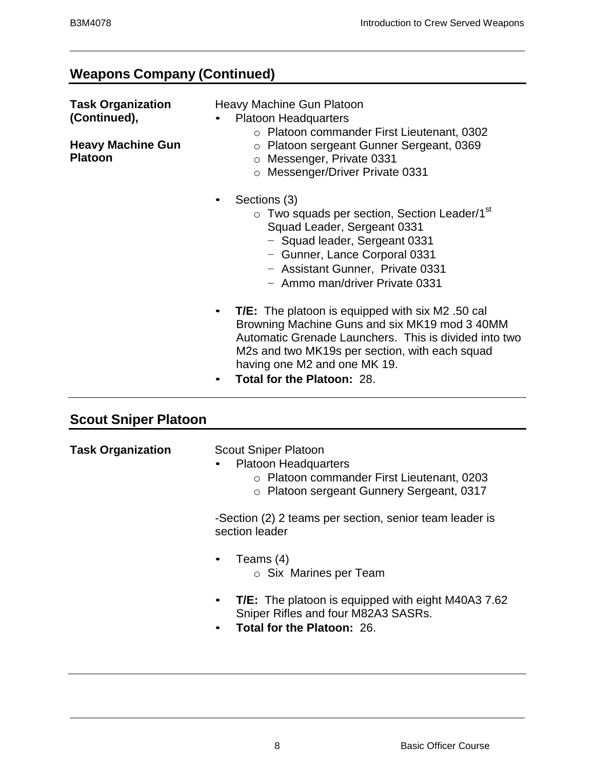## Weapons Company (Continued)

**Task Organization (Continued),**

**Heavy Machine Gun Platoon**

Heavy Machine Gun Platoon

- Platoon Headquarters
  - Platoon commander First Lieutenant, 0302
  - Platoon sergeant Gunner Sergeant, 0369
  - Messenger, Private 0331
  - Messenger/Driver Private 0331

- Sections (3)
  - Two squads per section, Section Leader/1st Squad Leader, Sergeant 0331
    - Squad leader, Sergeant 0331
    - Gunner, Lance Corporal 0331
    - Assistant Gunner, Private 0331
    - Ammo man/driver Private 0331

- **T/E:** The platoon is equipped with six M2 .50 cal Browning Machine Guns and six MK19 mod 3 40MM Automatic Grenade Launchers. This is divided into two M2s and two MK19s per section, with each squad having one M2 and one MK 19.
- **Total for the Platoon:** 28.

## Scout Sniper Platoon

**Task Organization**

Scout Sniper Platoon

- Platoon Headquarters
  - Platoon commander First Lieutenant, 0203
  - Platoon sergeant Gunnery Sergeant, 0317

-Section (2) 2 teams per section, senior team leader is section leader

- Teams (4)
  - Six Marines per Team

- **T/E:** The platoon is equipped with eight M40A3 7.62 Sniper Rifles and four M82A3 SASRs.
- **Total for the Platoon:** 26.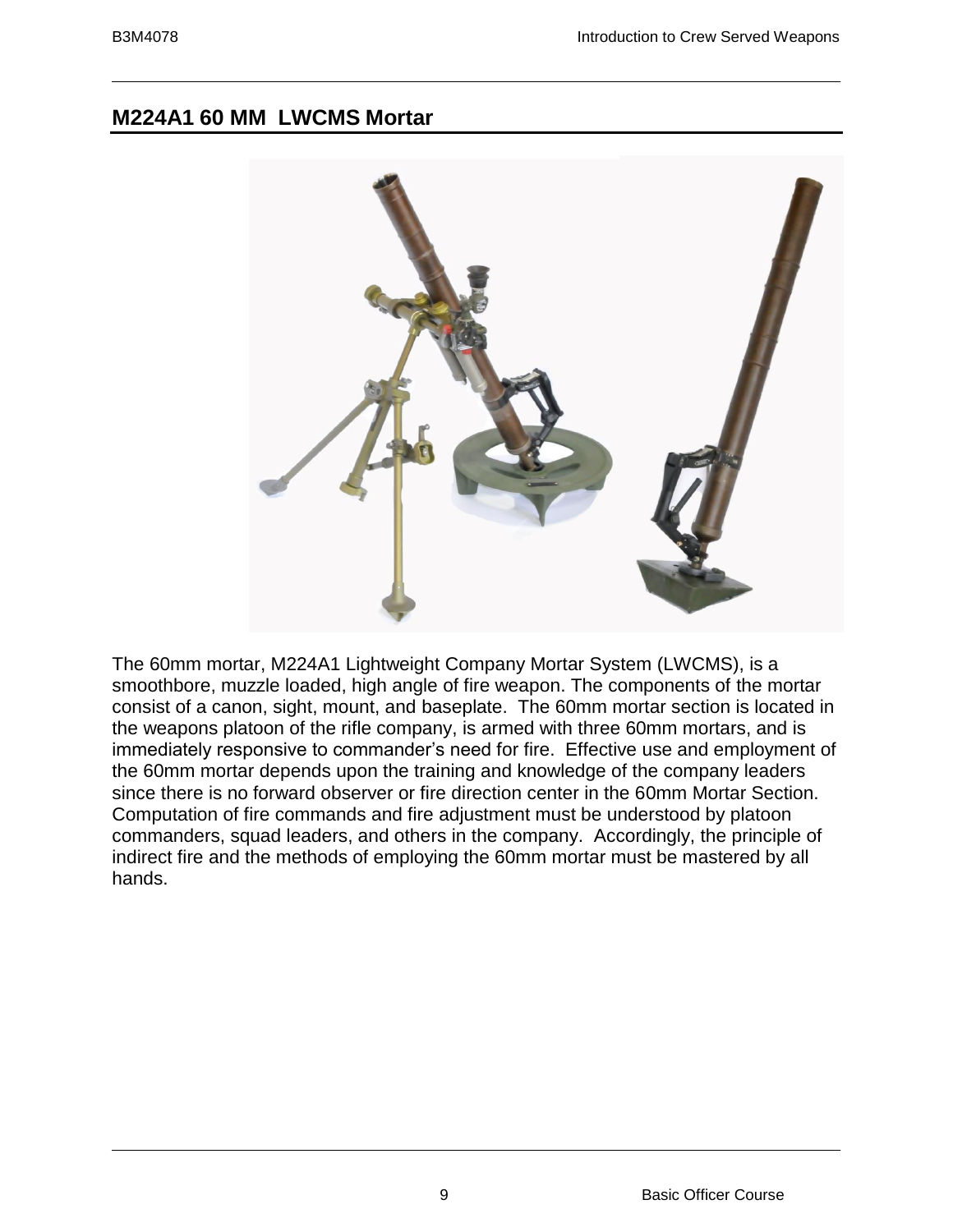## M224A1 60 MM  LWCMS Mortar

The 60mm mortar, M224A1 Lightweight Company Mortar System (LWCMS), is a smoothbore, muzzle loaded, high angle of fire weapon. The components of the mortar consist of a canon, sight, mount, and baseplate.  The 60mm mortar section is located in the weapons platoon of the rifle company, is armed with three 60mm mortars, and is immediately responsive to commander's need for fire.  Effective use and employment of the 60mm mortar depends upon the training and knowledge of the company leaders since there is no forward observer or fire direction center in the 60mm Mortar Section. Computation of fire commands and fire adjustment must be understood by platoon commanders, squad leaders, and others in the company.  Accordingly, the principle of indirect fire and the methods of employing the 60mm mortar must be mastered by all hands.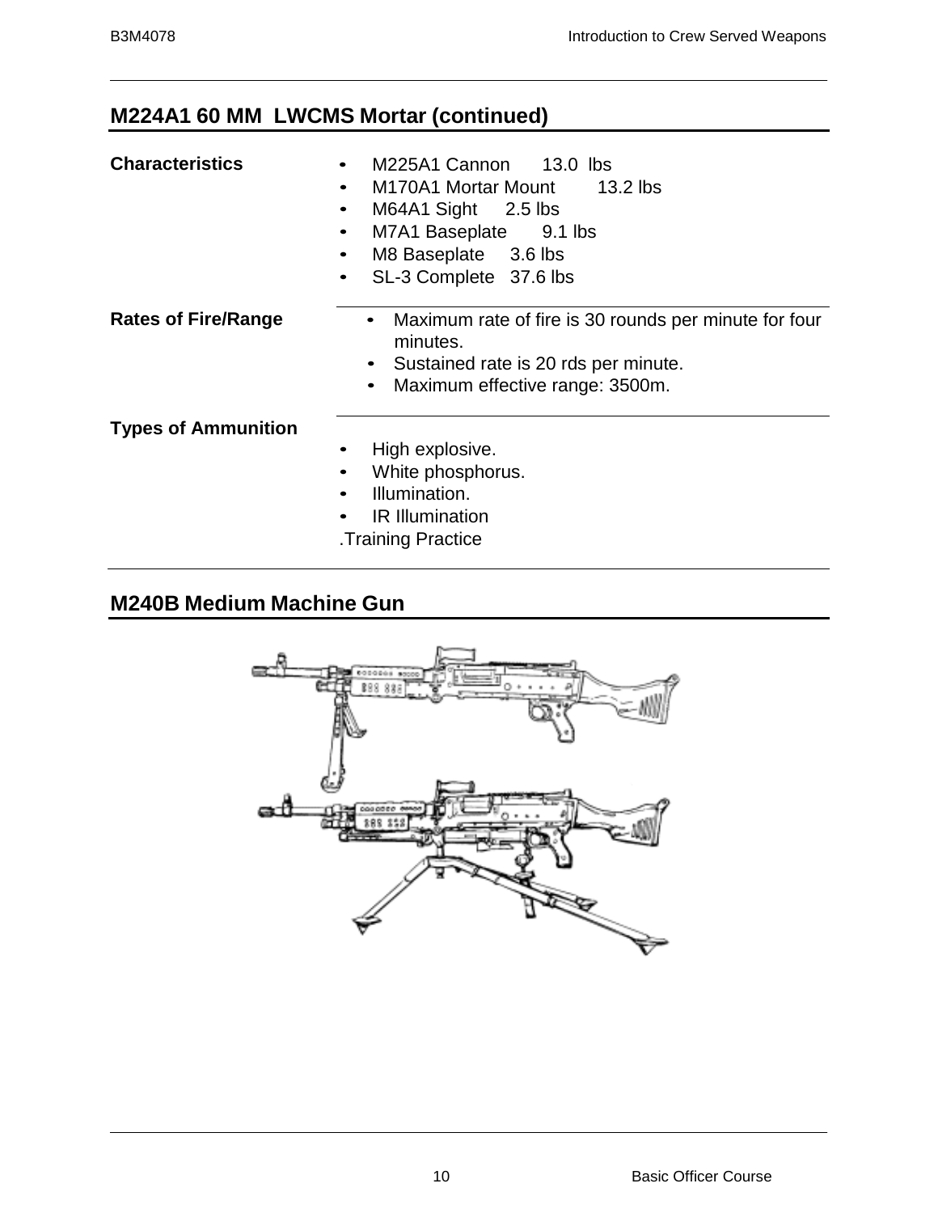## M224A1 60 MM LWCMS Mortar (continued)

**Characteristics**

- M225A1 Cannon 13.0 lbs
- M170A1 Mortar Mount 13.2 lbs
- M64A1 Sight 2.5 lbs
- M7A1 Baseplate 9.1 lbs
- M8 Baseplate 3.6 lbs
- SL-3 Complete 37.6 lbs

**Rates of Fire/Range**

- Maximum rate of fire is 30 rounds per minute for four minutes.
- Sustained rate is 20 rds per minute.
- Maximum effective range: 3500m.

**Types of Ammunition**

- High explosive.
- White phosphorus.
- Illumination.
- IR Illumination

.Training Practice

## M240B Medium Machine Gun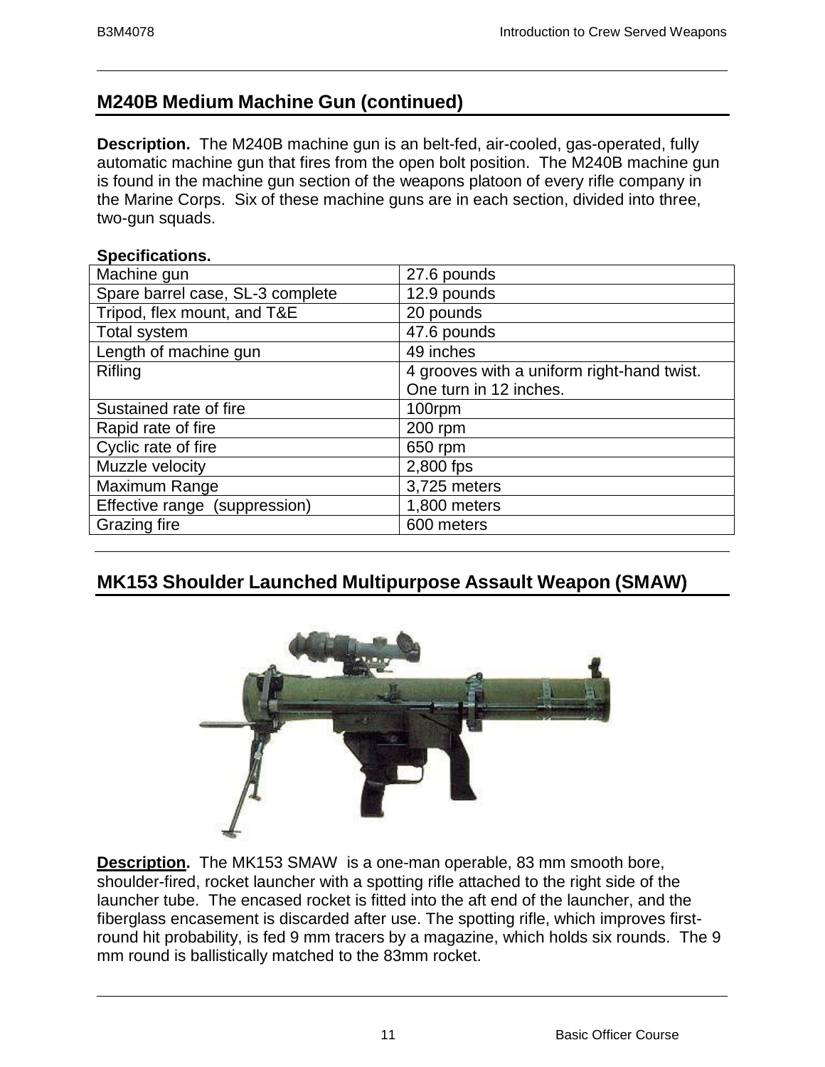## M240B Medium Machine Gun (continued)

**Description.** The M240B machine gun is an belt-fed, air-cooled, gas-operated, fully automatic machine gun that fires from the open bolt position. The M240B machine gun is found in the machine gun section of the weapons platoon of every rifle company in the Marine Corps. Six of these machine guns are in each section, divided into three, two-gun squads.

**Specifications.**

| | |
|---|---|
| Machine gun | 27.6 pounds |
| Spare barrel case, SL-3 complete | 12.9 pounds |
| Tripod, flex mount, and T&E | 20 pounds |
| Total system | 47.6 pounds |
| Length of machine gun | 49 inches |
| Rifling | 4 grooves with a uniform right-hand twist. One turn in 12 inches. |
| Sustained rate of fire | 100rpm |
| Rapid rate of fire | 200 rpm |
| Cyclic rate of fire | 650 rpm |
| Muzzle velocity | 2,800 fps |
| Maximum Range | 3,725 meters |
| Effective range (suppression) | 1,800 meters |
| Grazing fire | 600 meters |

## MK153 Shoulder Launched Multipurpose Assault Weapon (SMAW)

**Description.** The MK153 SMAW is a one-man operable, 83 mm smooth bore, shoulder-fired, rocket launcher with a spotting rifle attached to the right side of the launcher tube. The encased rocket is fitted into the aft end of the launcher, and the fiberglass encasement is discarded after use. The spotting rifle, which improves first-round hit probability, is fed 9 mm tracers by a magazine, which holds six rounds. The 9 mm round is ballistically matched to the 83mm rocket.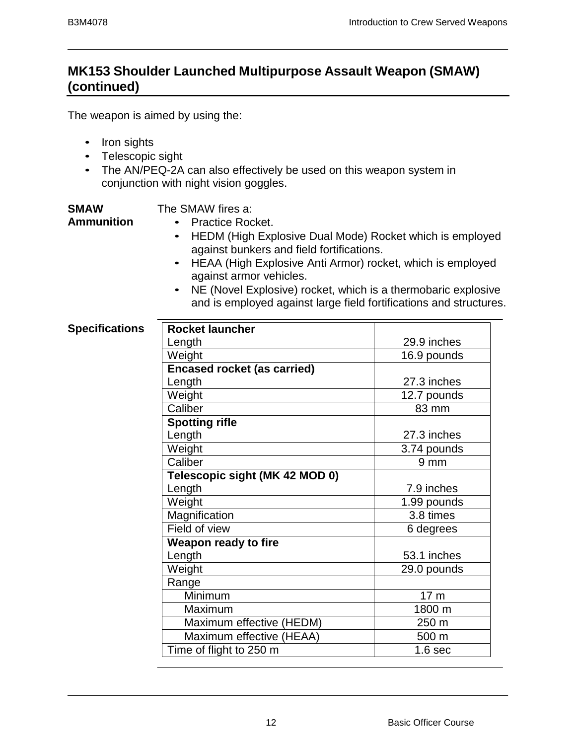## MK153 Shoulder Launched Multipurpose Assault Weapon (SMAW) (continued)

The weapon is aimed by using the:

- Iron sights
- Telescopic sight
- The AN/PEQ-2A can also effectively be used on this weapon system in conjunction with night vision goggles.

**SMAW Ammunition**

The SMAW fires a:

- Practice Rocket.
- HEDM (High Explosive Dual Mode) Rocket which is employed against bunkers and field fortifications.
- HEAA (High Explosive Anti Armor) rocket, which is employed against armor vehicles.
- NE (Novel Explosive) rocket, which is a thermobaric explosive and is employed against large field fortifications and structures.

**Specifications**

| | |
|---|---|
| **Rocket launcher** | |
| Length | 29.9 inches |
| Weight | 16.9 pounds |
| **Encased rocket (as carried)** | |
| Length | 27.3 inches |
| Weight | 12.7 pounds |
| Caliber | 83 mm |
| **Spotting rifle** | |
| Length | 27.3 inches |
| Weight | 3.74 pounds |
| Caliber | 9 mm |
| **Telescopic sight (MK 42 MOD 0)** | |
| Length | 7.9 inches |
| Weight | 1.99 pounds |
| Magnification | 3.8 times |
| Field of view | 6 degrees |
| **Weapon ready to fire** | |
| Length | 53.1 inches |
| Weight | 29.0 pounds |
| Range | |
| Minimum | 17 m |
| Maximum | 1800 m |
| Maximum effective (HEDM) | 250 m |
| Maximum effective (HEAA) | 500 m |
| Time of flight to 250 m | 1.6 sec |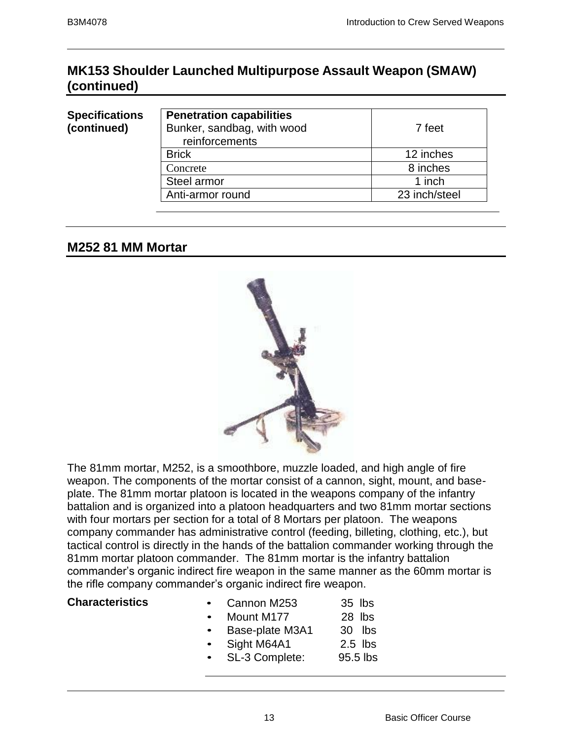## MK153 Shoulder Launched Multipurpose Assault Weapon (SMAW) (continued)

**Specifications (continued)**

| **Penetration capabilities** Bunker, sandbag, with wood reinforcements | 7 feet |
|---|---|
| Brick | 12 inches |
| Concrete | 8 inches |
| Steel armor | 1 inch |
| Anti-armor round | 23 inch/steel |

## M252 81 MM Mortar

The 81mm mortar, M252, is a smoothbore, muzzle loaded, and high angle of fire weapon. The components of the mortar consist of a cannon, sight, mount, and base-plate. The 81mm mortar platoon is located in the weapons company of the infantry battalion and is organized into a platoon headquarters and two 81mm mortar sections with four mortars per section for a total of 8 Mortars per platoon. The weapons company commander has administrative control (feeding, billeting, clothing, etc.), but tactical control is directly in the hands of the battalion commander working through the 81mm mortar platoon commander. The 81mm mortar is the infantry battalion commander's organic indirect fire weapon in the same manner as the 60mm mortar is the rifle company commander's organic indirect fire weapon.

**Characteristics**

- Cannon M253 35 lbs
- Mount M177 28 lbs
- Base-plate M3A1 30 lbs
- Sight M64A1 2.5 lbs
- SL-3 Complete: 95.5 lbs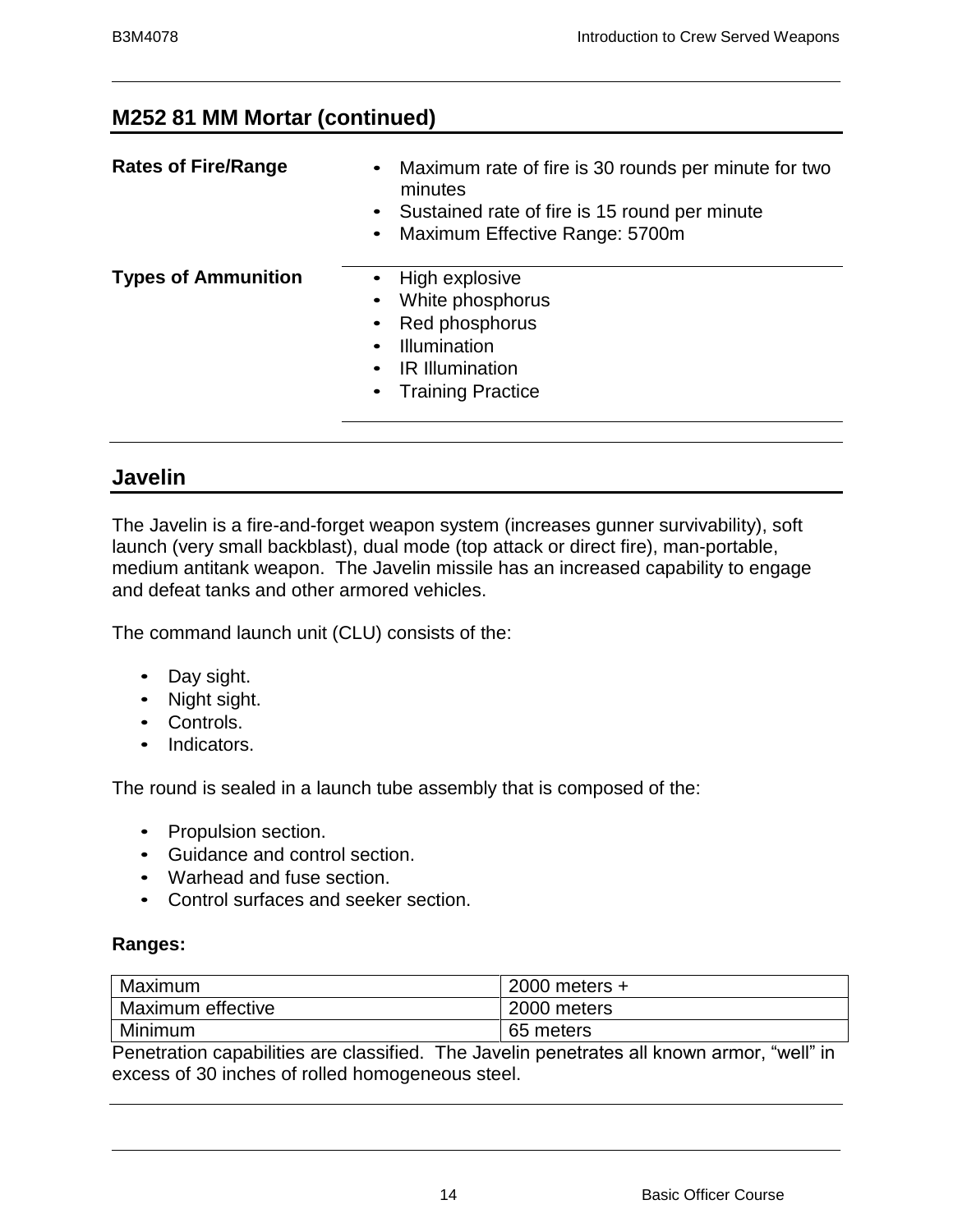## M252 81 MM Mortar (continued)

**Rates of Fire/Range**

- Maximum rate of fire is 30 rounds per minute for two minutes
- Sustained rate of fire is 15 round per minute
- Maximum Effective Range: 5700m

**Types of Ammunition**

- High explosive
- White phosphorus
- Red phosphorus
- Illumination
- IR Illumination
- Training Practice

## Javelin

The Javelin is a fire-and-forget weapon system (increases gunner survivability), soft launch (very small backblast), dual mode (top attack or direct fire), man-portable, medium antitank weapon. The Javelin missile has an increased capability to engage and defeat tanks and other armored vehicles.

The command launch unit (CLU) consists of the:

- Day sight.
- Night sight.
- Controls.
- Indicators.

The round is sealed in a launch tube assembly that is composed of the:

- Propulsion section.
- Guidance and control section.
- Warhead and fuse section.
- Control surfaces and seeker section.

**Ranges:**

| Maximum | 2000 meters + |
|---|---|
| Maximum effective | 2000 meters |
| Minimum | 65 meters |

Penetration capabilities are classified. The Javelin penetrates all known armor, “well” in excess of 30 inches of rolled homogeneous steel.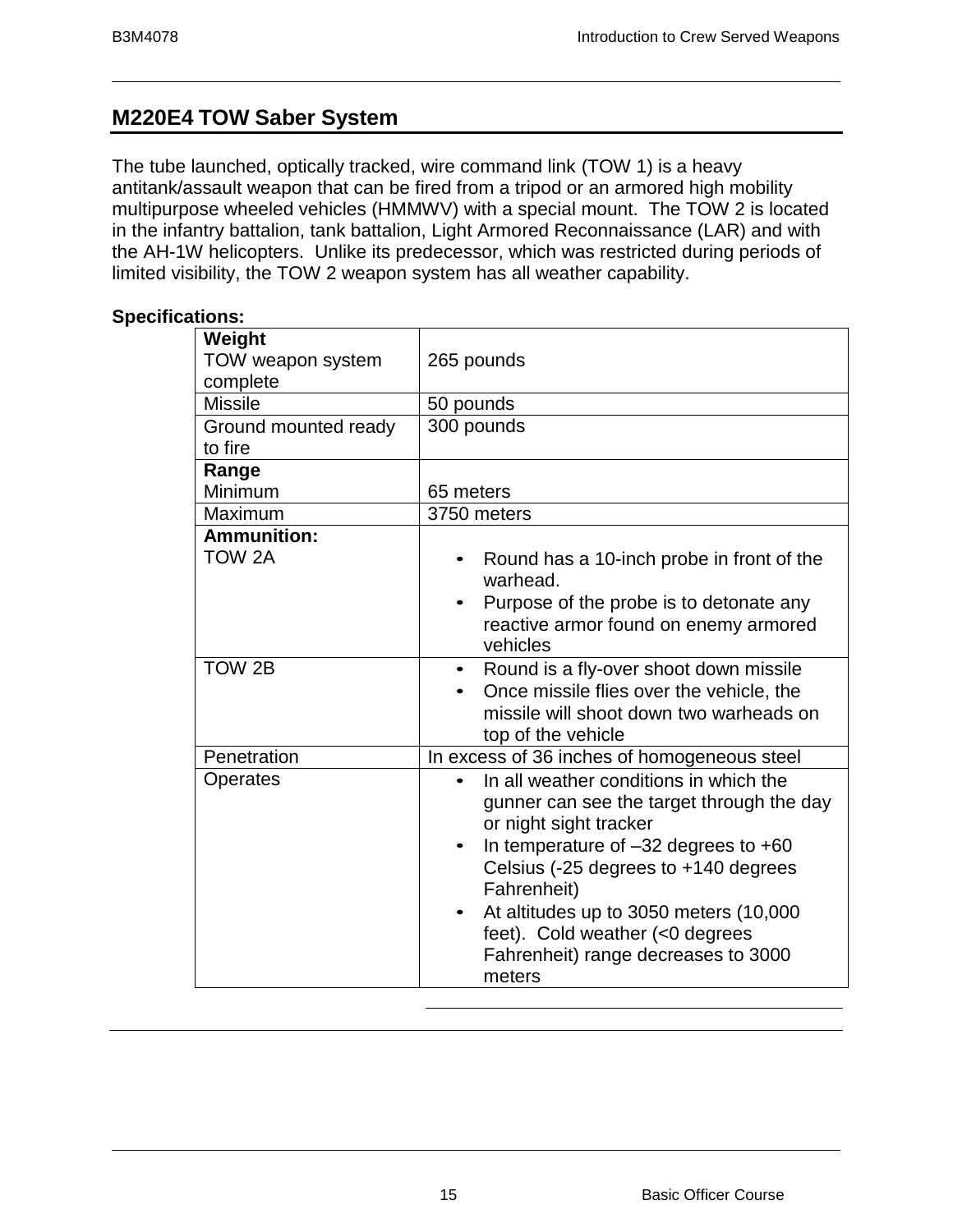## M220E4 TOW Saber System

The tube launched, optically tracked, wire command link (TOW 1) is a heavy antitank/assault weapon that can be fired from a tripod or an armored high mobility multipurpose wheeled vehicles (HMMWV) with a special mount. The TOW 2 is located in the infantry battalion, tank battalion, Light Armored Reconnaissance (LAR) and with the AH-1W helicopters. Unlike its predecessor, which was restricted during periods of limited visibility, the TOW 2 weapon system has all weather capability.

**Specifications:**

| | |
|---|---|
| **Weight**<br>TOW weapon system complete | 265 pounds |
| Missile | 50 pounds |
| Ground mounted ready to fire | 300 pounds |
| **Range**<br>Minimum | 65 meters |
| Maximum | 3750 meters |
| **Ammunition:**<br>TOW 2A | • Round has a 10-inch probe in front of the warhead.<br>• Purpose of the probe is to detonate any reactive armor found on enemy armored vehicles |
| TOW 2B | • Round is a fly-over shoot down missile<br>• Once missile flies over the vehicle, the missile will shoot down two warheads on top of the vehicle |
| Penetration | In excess of 36 inches of homogeneous steel |
| Operates | • In all weather conditions in which the gunner can see the target through the day or night sight tracker<br>• In temperature of –32 degrees to +60 Celsius (-25 degrees to +140 degrees Fahrenheit)<br>• At altitudes up to 3050 meters (10,000 feet). Cold weather (<0 degrees Fahrenheit) range decreases to 3000 meters |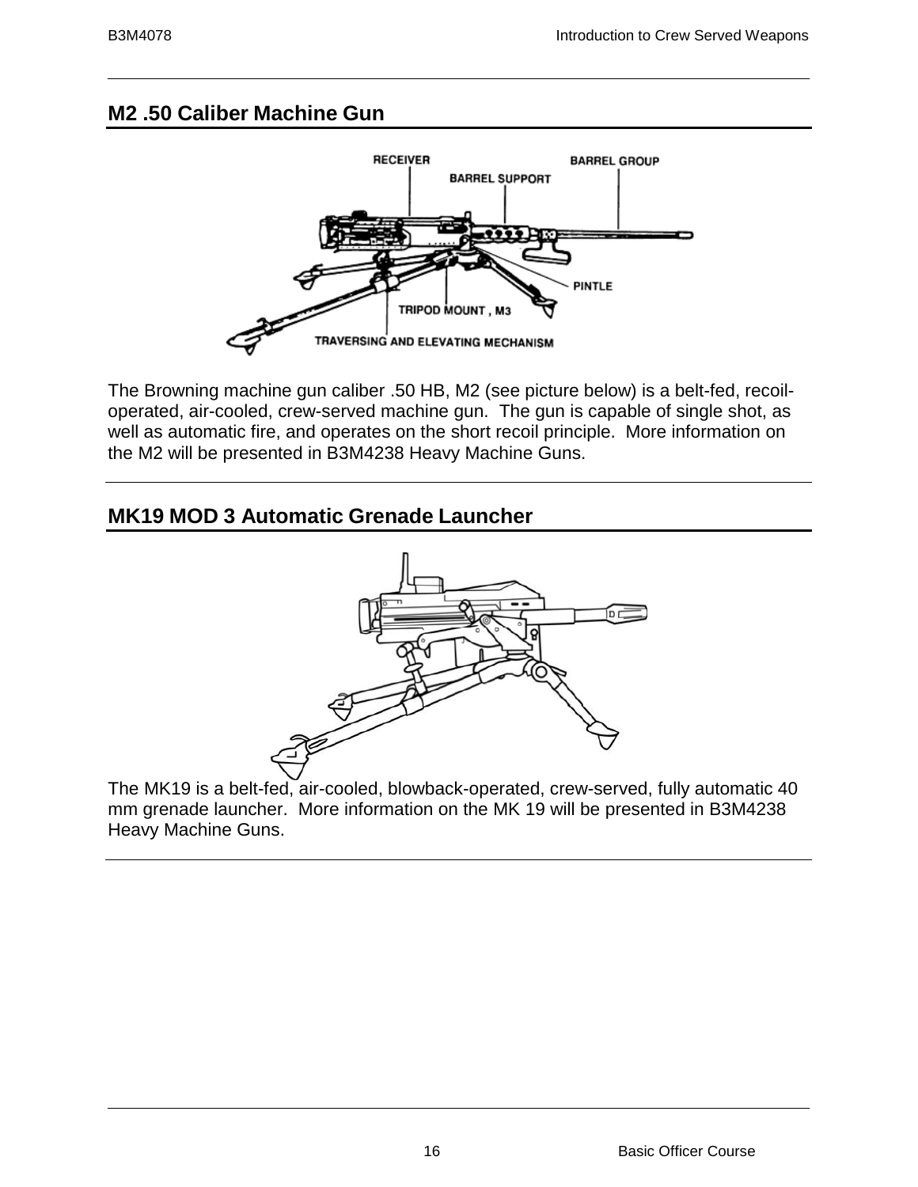## M2 .50 Caliber Machine Gun

The Browning machine gun caliber .50 HB, M2 (see picture below) is a belt-fed, recoil-operated, air-cooled, crew-served machine gun. The gun is capable of single shot, as well as automatic fire, and operates on the short recoil principle. More information on the M2 will be presented in B3M4238 Heavy Machine Guns.

## MK19 MOD 3 Automatic Grenade Launcher

The MK19 is a belt-fed, air-cooled, blowback-operated, crew-served, fully automatic 40 mm grenade launcher. More information on the MK 19 will be presented in B3M4238 Heavy Machine Guns.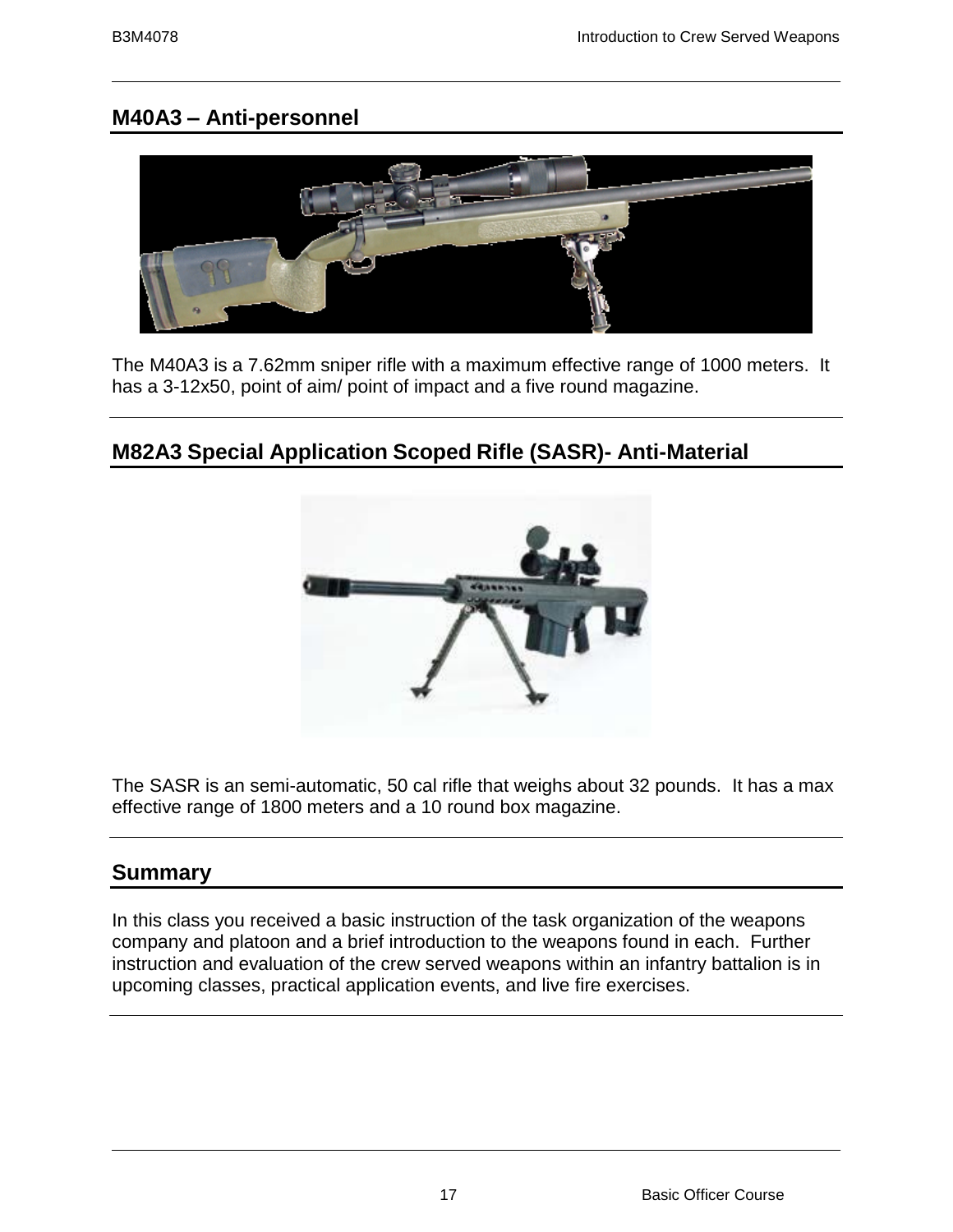## M40A3 – Anti-personnel

The M40A3 is a 7.62mm sniper rifle with a maximum effective range of 1000 meters. It has a 3-12x50, point of aim/ point of impact and a five round magazine.

## M82A3 Special Application Scoped Rifle (SASR)- Anti-Material

The SASR is an semi-automatic, 50 cal rifle that weighs about 32 pounds. It has a max effective range of 1800 meters and a 10 round box magazine.

## Summary

In this class you received a basic instruction of the task organization of the weapons company and platoon and a brief introduction to the weapons found in each. Further instruction and evaluation of the crew served weapons within an infantry battalion is in upcoming classes, practical application events, and live fire exercises.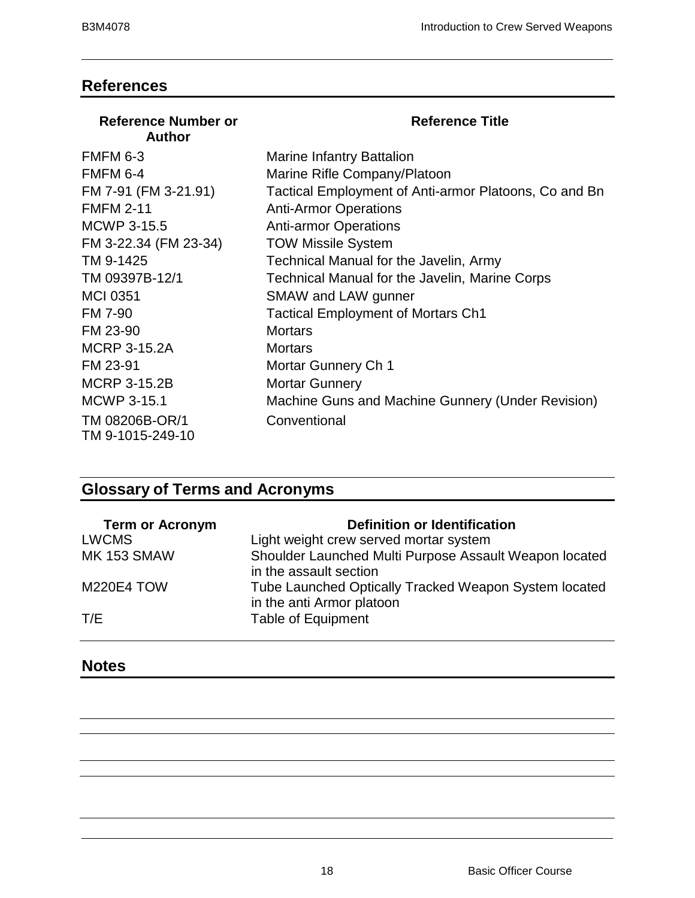## References

| Reference Number or Author | Reference Title |
|---|---|
| FMFM 6-3 | Marine Infantry Battalion |
| FMFM 6-4 | Marine Rifle Company/Platoon |
| FM 7-91 (FM 3-21.91) | Tactical Employment of Anti-armor Platoons, Co and Bn |
| FMFM 2-11 | Anti-Armor Operations |
| MCWP 3-15.5 | Anti-armor Operations |
| FM 3-22.34 (FM 23-34) | TOW Missile System |
| TM 9-1425 | Technical Manual for the Javelin, Army |
| TM 09397B-12/1 | Technical Manual for the Javelin, Marine Corps |
| MCI 0351 | SMAW and LAW gunner |
| FM 7-90 | Tactical Employment of Mortars Ch1 |
| FM 23-90 | Mortars |
| MCRP 3-15.2A | Mortars |
| FM 23-91 | Mortar Gunnery Ch 1 |
| MCRP 3-15.2B | Mortar Gunnery |
| MCWP 3-15.1 | Machine Guns and Machine Gunnery (Under Revision) |
| TM 08206B-OR/1<br>TM 9-1015-249-10 | Conventional |

## Glossary of Terms and Acronyms

| Term or Acronym | Definition or Identification |
|---|---|
| LWCMS | Light weight crew served mortar system |
| MK 153 SMAW | Shoulder Launched Multi Purpose Assault Weapon located in the assault section |
| M220E4 TOW | Tube Launched Optically Tracked Weapon System located in the anti Armor platoon |
| T/E | Table of Equipment |

## Notes